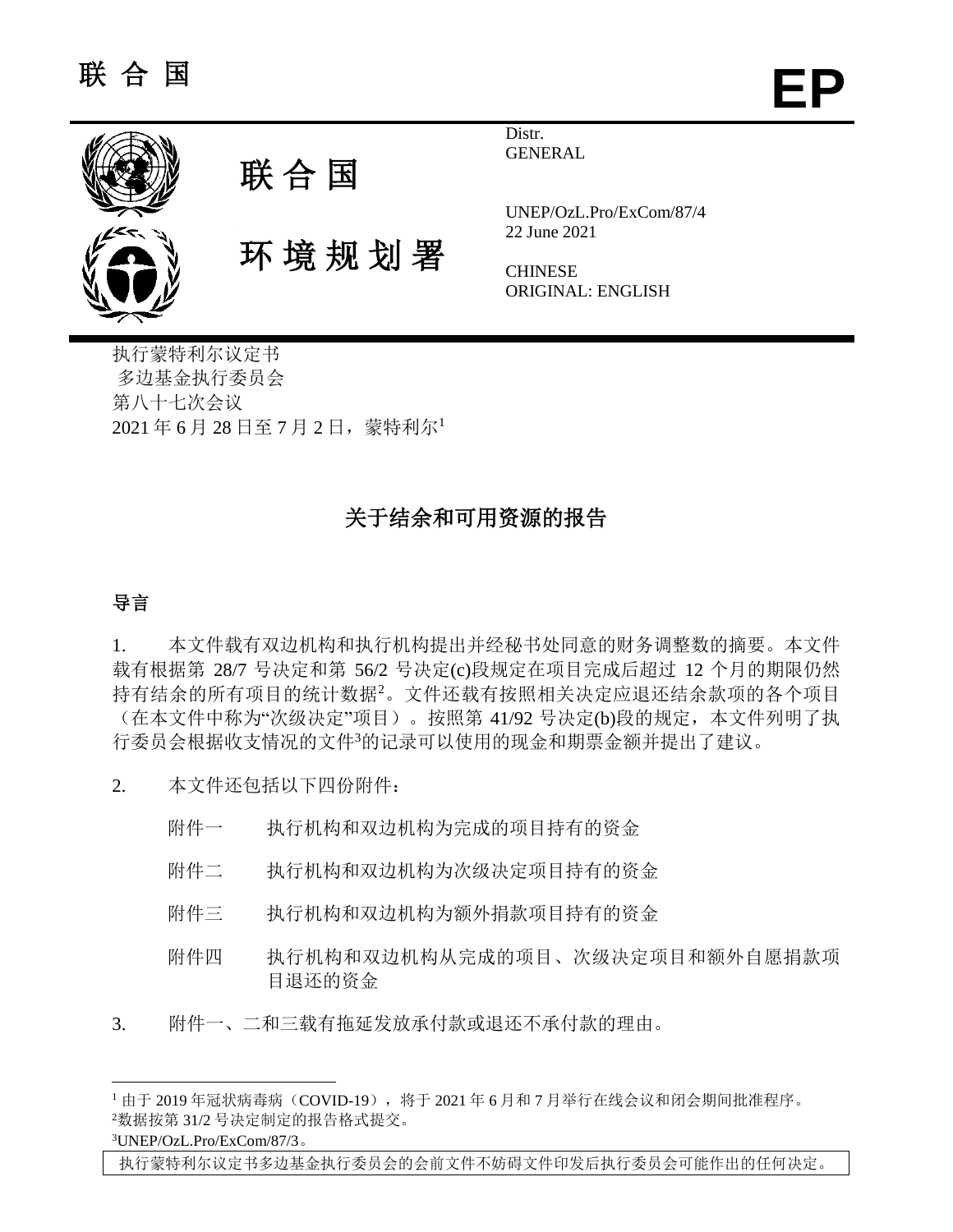联 合 国 **EP**

联 合 国

环 境 规 划 署

Distr.
GENERAL

UNEP/OzL.Pro/ExCom/87/4
22 June 2021

CHINESE
ORIGINAL: ENGLISH

执行蒙特利尔议定书
多边基金执行委员会
第八十七次会议
2021 年 6 月 28 日至 7 月 2 日，蒙特利尔[1]

# 关于结余和可用资源的报告

## 导言

1. 本文件载有双边机构和执行机构提出并经秘书处同意的财务调整数的摘要。本文件载有根据第 28/7 号决定和第 56/2 号决定(c)段规定在项目完成后超过 12 个月的期限仍然持有结余的所有项目的统计数据[2]。文件还载有按照相关决定应退还结余款项的各个项目（在本文件中称为"次级决定"项目）。按照第 41/92 号决定(b)段的规定，本文件列明了执行委员会根据收支情况的文件[3]的记录可以使用的现金和期票金额并提出了建议。

2. 本文件还包括以下四份附件：

   附件一 执行机构和双边机构为完成的项目持有的资金

   附件二 执行机构和双边机构为次级决定项目持有的资金

   附件三 执行机构和双边机构为额外捐款项目持有的资金

   附件四 执行机构和双边机构从完成的项目、次级决定项目和额外自愿捐款项目退还的资金

3. 附件一、二和三载有拖延发放承付款或退还不承付款的理由。

[1] 由于 2019 年冠状病毒病（COVID-19），将于 2021 年 6 月和 7 月举行在线会议和闭会期间批准程序。
[2]数据按第 31/2 号决定制定的报告格式提交。
[3]UNEP/OzL.Pro/ExCom/87/3。

执行蒙特利尔议定书多边基金执行委员会的会前文件不妨碍文件印发后执行委员会可能作出的任何决定。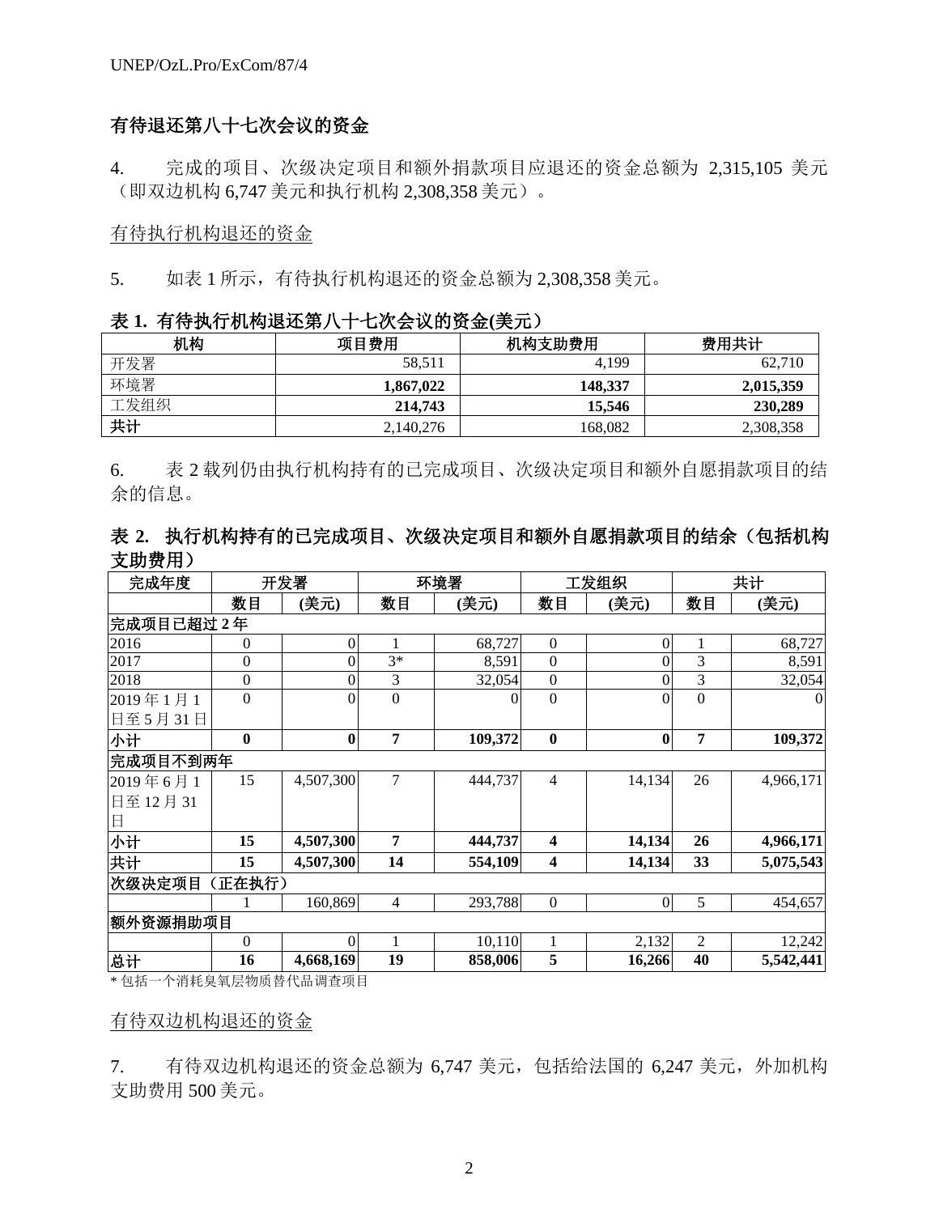## 有待退还第八十七次会议的资金

4.  完成的项目、次级决定项目和额外捐款项目应退还的资金总额为 2,315,105 美元（即双边机构 6,747 美元和执行机构 2,308,358 美元）。

有待执行机构退还的资金

5.  如表 1 所示，有待执行机构退还的资金总额为 2,308,358 美元。

**表 1. 有待执行机构退还第八十七次会议的资金(美元)**

| 机构 | 项目费用 | 机构支助费用 | 费用共计 |
|---|---|---|---|
| 开发署 | 58,511 | 4,199 | 62,710 |
| 环境署 | **1,867,022** | **148,337** | **2,015,359** |
| 工发组织 | **214,743** | **15,546** | **230,289** |
| **共计** | 2,140,276 | 168,082 | 2,308,358 |

6.  表 2 载列仍由执行机构持有的已完成项目、次级决定项目和额外自愿捐款项目的结余的信息。

**表 2. 执行机构持有的已完成项目、次级决定项目和额外自愿捐款项目的结余（包括机构支助费用）**

| 完成年度 | 开发署 | | 环境署 | | 工发组织 | | 共计 | |
|---|---|---|---|---|---|---|---|---|
| | 数目 | (美元) | 数目 | (美元) | 数目 | (美元) | 数目 | (美元) |
| **完成项目已超过 2 年** | | | | | | | | |
| 2016 | 0 | 0 | 1 | 68,727 | 0 | 0 | 1 | 68,727 |
| 2017 | 0 | 0 | 3* | 8,591 | 0 | 0 | 3 | 8,591 |
| 2018 | 0 | 0 | 3 | 32,054 | 0 | 0 | 3 | 32,054 |
| 2019 年 1 月 1 日至 5 月 31 日 | 0 | 0 | 0 | 0 | 0 | 0 | 0 | 0 |
| **小计** | **0** | **0** | **7** | **109,372** | **0** | **0** | **7** | **109,372** |
| **完成项目不到两年** | | | | | | | | |
| 2019 年 6 月 1 日至 12 月 31 日 | 15 | 4,507,300 | 7 | 444,737 | 4 | 14,134 | 26 | 4,966,171 |
| **小计** | **15** | **4,507,300** | **7** | **444,737** | **4** | **14,134** | **26** | **4,966,171** |
| **共计** | **15** | **4,507,300** | **14** | **554,109** | **4** | **14,134** | **33** | **5,075,543** |
| **次级决定项目（正在执行）** | | | | | | | | |
| | 1 | 160,869 | 4 | 293,788 | 0 | 0 | 5 | 454,657 |
| **额外资源捐助项目** | | | | | | | | |
| | 0 | 0 | 1 | 10,110 | 1 | 2,132 | 2 | 12,242 |
| **总计** | **16** | **4,668,169** | **19** | **858,006** | **5** | **16,266** | **40** | **5,542,441** |

\* 包括一个消耗臭氧层物质替代品调查项目

有待双边机构退还的资金

7.  有待双边机构退还的资金总额为 6,747 美元，包括给法国的 6,247 美元，外加机构支助费用 500 美元。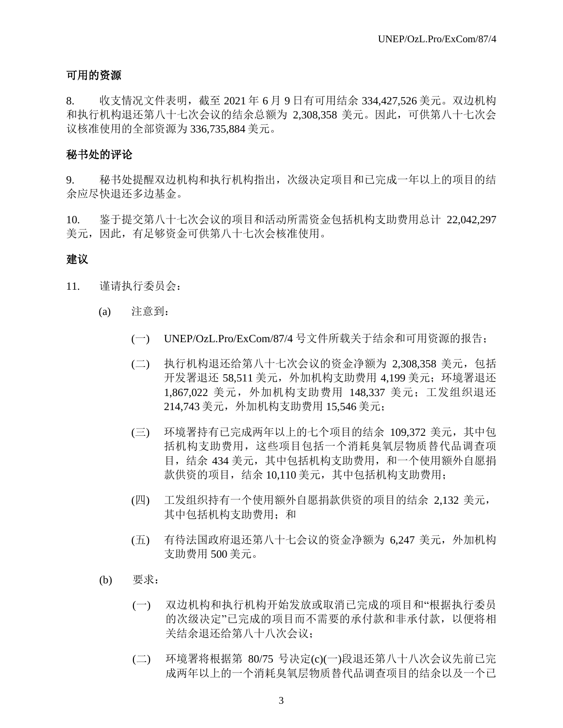## 可用的资源

8. 收支情况文件表明，截至 2021 年 6 月 9 日有可用结余 334,427,526 美元。双边机构和执行机构退还第八十七次会议的结余总额为 2,308,358 美元。因此，可供第八十七次会议核准使用的全部资源为 336,735,884 美元。

## 秘书处的评论

9. 秘书处提醒双边机构和执行机构指出，次级决定项目和已完成一年以上的项目的结余应尽快退还多边基金。

10. 鉴于提交第八十七次会议的项目和活动所需资金包括机构支助费用总计 22,042,297 美元，因此，有足够资金可供第八十七次会核准使用。

## 建议

11. 谨请执行委员会：

(a) 注意到：

(一) UNEP/OzL.Pro/ExCom/87/4 号文件所载关于结余和可用资源的报告；

(二) 执行机构退还给第八十七次会议的资金净额为 2,308,358 美元，包括开发署退还 58,511 美元，外加机构支助费用 4,199 美元；环境署退还 1,867,022 美元，外加机构支助费用 148,337 美元；工发组织退还 214,743 美元，外加机构支助费用 15,546 美元；

(三) 环境署持有已完成两年以上的七个项目的结余 109,372 美元，其中包括机构支助费用，这些项目包括一个消耗臭氧层物质替代品调查项目，结余 434 美元，其中包括机构支助费用，和一个使用额外自愿捐款供资的项目，结余 10,110 美元，其中包括机构支助费用；

(四) 工发组织持有一个使用额外自愿捐款供资的项目的结余 2,132 美元，其中包括机构支助费用；和

(五) 有待法国政府退还第八十七会议的资金净额为 6,247 美元，外加机构支助费用 500 美元。

(b) 要求：

(一) 双边机构和执行机构开始发放或取消已完成的项目和"根据执行委员的次级决定"已完成的项目而不需要的承付款和非承付款，以便将相关结余退还给第八十八次会议；

(二) 环境署将根据第 80/75 号决定(c)(一)段退还第八十八次会议先前已完成两年以上的一个消耗臭氧层物质替代品调查项目的结余以及一个已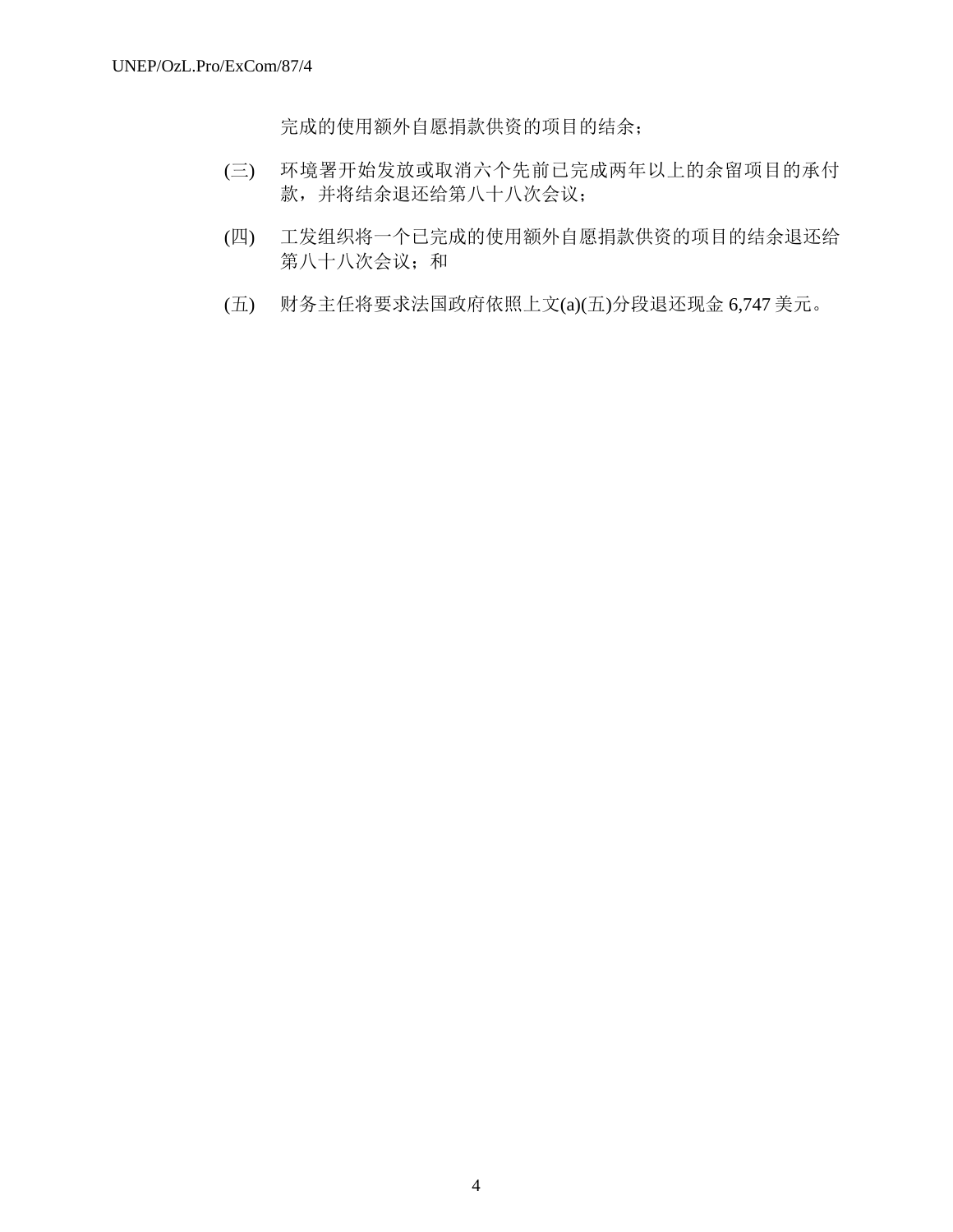完成的使用额外自愿捐款供资的项目的结余；

(三) 环境署开始发放或取消六个先前已完成两年以上的余留项目的承付款，并将结余退还给第八十八次会议；

(四) 工发组织将一个已完成的使用额外自愿捐款供资的项目的结余退还给第八十八次会议；和

(五) 财务主任将要求法国政府依照上文(a)(五)分段退还现金 6,747 美元。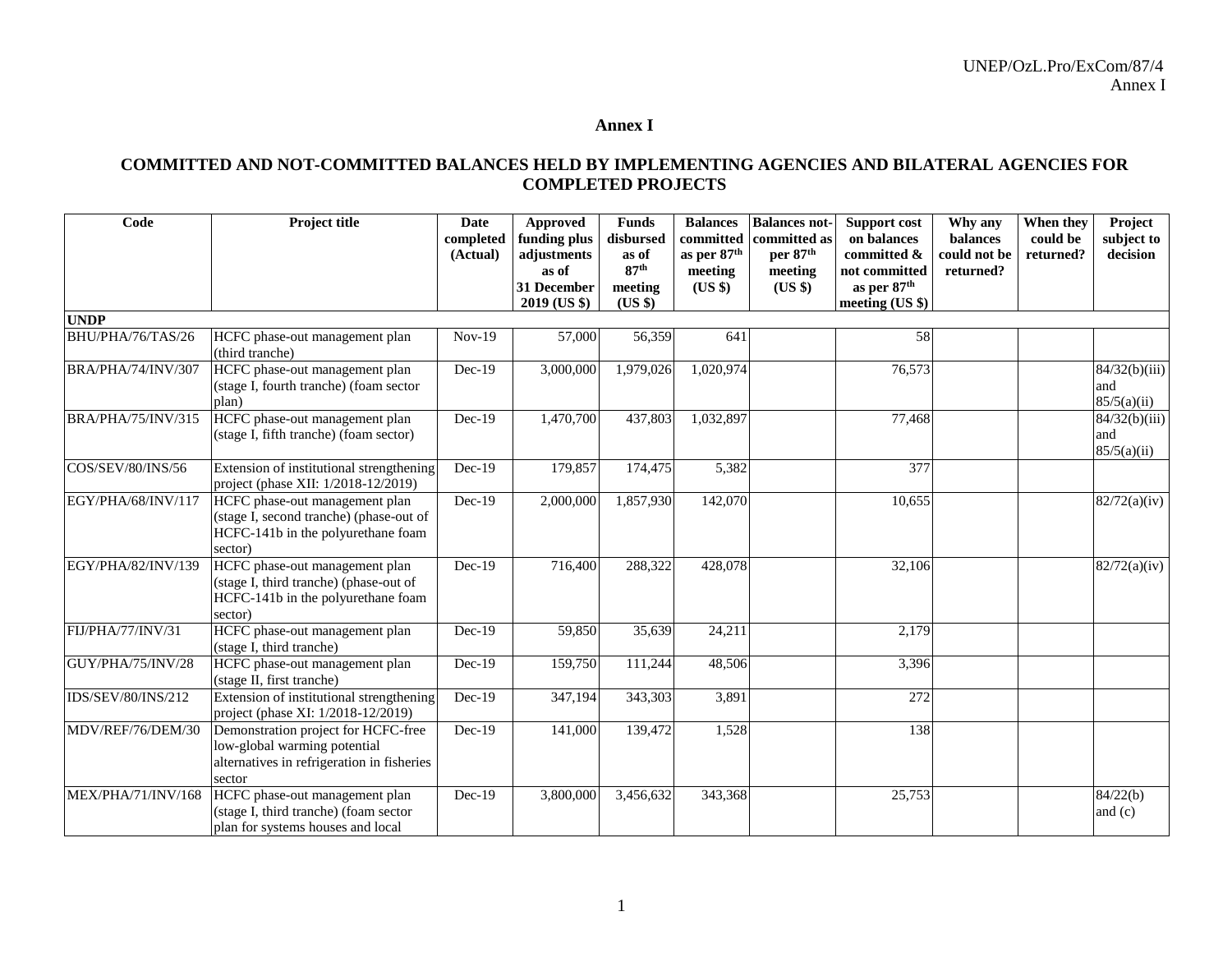# Annex I

## COMMITTED AND NOT-COMMITTED BALANCES HELD BY IMPLEMENTING AGENCIES AND BILATERAL AGENCIES FOR COMPLETED PROJECTS

| Code | Project title | Date completed (Actual) | Approved funding plus adjustments as of 31 December 2019 (US $) | Funds disbursed as of 87th meeting (US $) | Balances committed as per 87th meeting (US $) | Balances not-committed as per 87th meeting (US $) | Support cost on balances committed & not committed as per 87th meeting (US $) | Why any balances could not be returned? | When they could be returned? | Project subject to decision |
|---|---|---|---|---|---|---|---|---|---|---|
| **UNDP** | | | | | | | | | | |
| BHU/PHA/76/TAS/26 | HCFC phase-out management plan (third tranche) | Nov-19 | 57,000 | 56,359 | 641 | | 58 | | | |
| BRA/PHA/74/INV/307 | HCFC phase-out management plan (stage I, fourth tranche) (foam sector plan) | Dec-19 | 3,000,000 | 1,979,026 | 1,020,974 | | 76,573 | | | 84/32(b)(iii) and 85/5(a)(ii) |
| BRA/PHA/75/INV/315 | HCFC phase-out management plan (stage I, fifth tranche) (foam sector) | Dec-19 | 1,470,700 | 437,803 | 1,032,897 | | 77,468 | | | 84/32(b)(iii) and 85/5(a)(ii) |
| COS/SEV/80/INS/56 | Extension of institutional strengthening project (phase XII: 1/2018-12/2019) | Dec-19 | 179,857 | 174,475 | 5,382 | | 377 | | | |
| EGY/PHA/68/INV/117 | HCFC phase-out management plan (stage I, second tranche) (phase-out of HCFC-141b in the polyurethane foam sector) | Dec-19 | 2,000,000 | 1,857,930 | 142,070 | | 10,655 | | | 82/72(a)(iv) |
| EGY/PHA/82/INV/139 | HCFC phase-out management plan (stage I, third tranche) (phase-out of HCFC-141b in the polyurethane foam sector) | Dec-19 | 716,400 | 288,322 | 428,078 | | 32,106 | | | 82/72(a)(iv) |
| FIJ/PHA/77/INV/31 | HCFC phase-out management plan (stage I, third tranche) | Dec-19 | 59,850 | 35,639 | 24,211 | | 2,179 | | | |
| GUY/PHA/75/INV/28 | HCFC phase-out management plan (stage II, first tranche) | Dec-19 | 159,750 | 111,244 | 48,506 | | 3,396 | | | |
| IDS/SEV/80/INS/212 | Extension of institutional strengthening project (phase XI: 1/2018-12/2019) | Dec-19 | 347,194 | 343,303 | 3,891 | | 272 | | | |
| MDV/REF/76/DEM/30 | Demonstration project for HCFC-free low-global warming potential alternatives in refrigeration in fisheries sector | Dec-19 | 141,000 | 139,472 | 1,528 | | 138 | | | |
| MEX/PHA/71/INV/168 | HCFC phase-out management plan (stage I, third tranche) (foam sector plan for systems houses and local | Dec-19 | 3,800,000 | 3,456,632 | 343,368 | | 25,753 | | | 84/22(b) and (c) |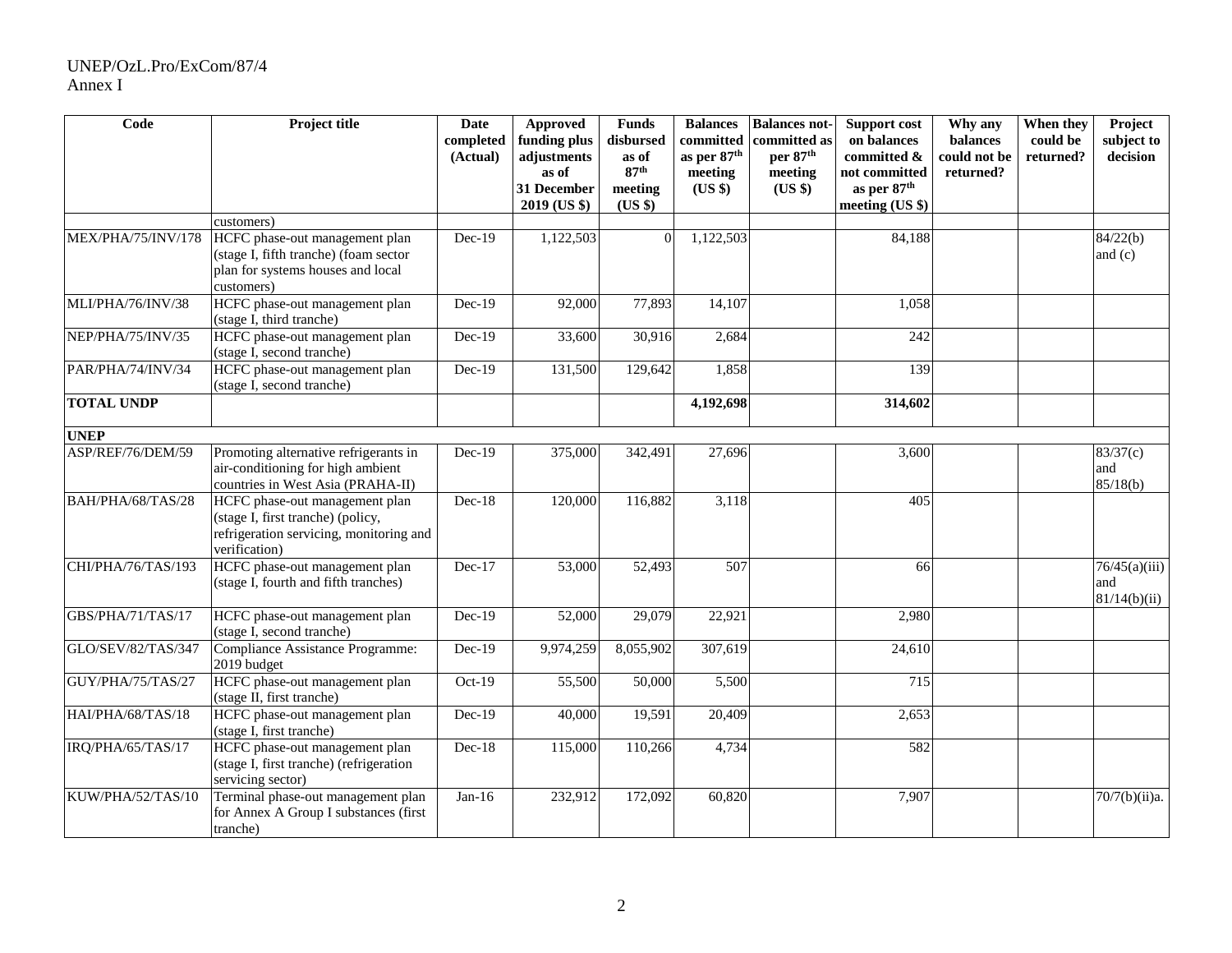UNEP/OzL.Pro/ExCom/87/4
Annex I

| Code | Project title | Date completed (Actual) | Approved funding plus adjustments as of 31 December 2019 (US $) | Funds disbursed as of 87th meeting (US $) | Balances committed as per 87th meeting (US $) | Balances not-committed as per 87th meeting (US $) | Support cost on balances committed & not committed as per 87th meeting (US $) | Why any balances could not be returned? | When they could be returned? | Project subject to decision |
|---|---|---|---|---|---|---|---|---|---|---|
| | customers) | | | | | | | | | |
| MEX/PHA/75/INV/178 | HCFC phase-out management plan (stage I, fifth tranche) (foam sector plan for systems houses and local customers) | Dec-19 | 1,122,503 | 0 | 1,122,503 | | 84,188 | | | 84/22(b) and (c) |
| MLI/PHA/76/INV/38 | HCFC phase-out management plan (stage I, third tranche) | Dec-19 | 92,000 | 77,893 | 14,107 | | 1,058 | | | |
| NEP/PHA/75/INV/35 | HCFC phase-out management plan (stage I, second tranche) | Dec-19 | 33,600 | 30,916 | 2,684 | | 242 | | | |
| PAR/PHA/74/INV/34 | HCFC phase-out management plan (stage I, second tranche) | Dec-19 | 131,500 | 129,642 | 1,858 | | 139 | | | |
| **TOTAL UNDP** | | | | | **4,192,698** | | **314,602** | | | |
| **UNEP** | | | | | | | | | | |
| ASP/REF/76/DEM/59 | Promoting alternative refrigerants in air-conditioning for high ambient countries in West Asia (PRAHA-II) | Dec-19 | 375,000 | 342,491 | 27,696 | | 3,600 | | | 83/37(c) and 85/18(b) |
| BAH/PHA/68/TAS/28 | HCFC phase-out management plan (stage I, first tranche) (policy, refrigeration servicing, monitoring and verification) | Dec-18 | 120,000 | 116,882 | 3,118 | | 405 | | | |
| CHI/PHA/76/TAS/193 | HCFC phase-out management plan (stage I, fourth and fifth tranches) | Dec-17 | 53,000 | 52,493 | 507 | | 66 | | | 76/45(a)(iii) and 81/14(b)(ii) |
| GBS/PHA/71/TAS/17 | HCFC phase-out management plan (stage I, second tranche) | Dec-19 | 52,000 | 29,079 | 22,921 | | 2,980 | | | |
| GLO/SEV/82/TAS/347 | Compliance Assistance Programme: 2019 budget | Dec-19 | 9,974,259 | 8,055,902 | 307,619 | | 24,610 | | | |
| GUY/PHA/75/TAS/27 | HCFC phase-out management plan (stage II, first tranche) | Oct-19 | 55,500 | 50,000 | 5,500 | | 715 | | | |
| HAI/PHA/68/TAS/18 | HCFC phase-out management plan (stage I, first tranche) | Dec-19 | 40,000 | 19,591 | 20,409 | | 2,653 | | | |
| IRQ/PHA/65/TAS/17 | HCFC phase-out management plan (stage I, first tranche) (refrigeration servicing sector) | Dec-18 | 115,000 | 110,266 | 4,734 | | 582 | | | |
| KUW/PHA/52/TAS/10 | Terminal phase-out management plan for Annex A Group I substances (first tranche) | Jan-16 | 232,912 | 172,092 | 60,820 | | 7,907 | | | 70/7(b)(ii)a. |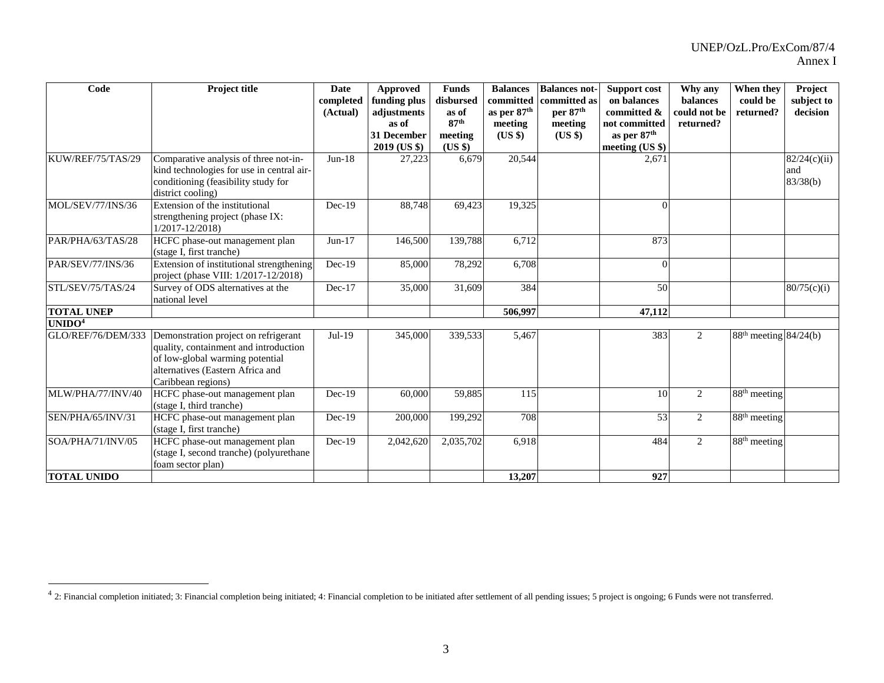| Code | Project title | Date completed (Actual) | Approved funding plus adjustments as of 31 December 2019 (US $) | Funds disbursed as of 87th meeting (US $) | Balances committed as per 87th meeting (US $) | Balances not-committed as per 87th meeting (US $) | Support cost on balances committed & not committed as per 87th meeting (US $) | Why any balances could not be returned? | When they could be returned? | Project subject to decision |
|---|---|---|---|---|---|---|---|---|---|---|
| KUW/REF/75/TAS/29 | Comparative analysis of three not-in-kind technologies for use in central air-conditioning (feasibility study for district cooling) | Jun-18 | 27,223 | 6,679 | 20,544 | | 2,671 | | | 82/24(c)(ii) and 83/38(b) |
| MOL/SEV/77/INS/36 | Extension of the institutional strengthening project (phase IX: 1/2017-12/2018) | Dec-19 | 88,748 | 69,423 | 19,325 | | 0 | | | |
| PAR/PHA/63/TAS/28 | HCFC phase-out management plan (stage I, first tranche) | Jun-17 | 146,500 | 139,788 | 6,712 | | 873 | | | |
| PAR/SEV/77/INS/36 | Extension of institutional strengthening project (phase VIII: 1/2017-12/2018) | Dec-19 | 85,000 | 78,292 | 6,708 | | 0 | | | |
| STL/SEV/75/TAS/24 | Survey of ODS alternatives at the national level | Dec-17 | 35,000 | 31,609 | 384 | | 50 | | | 80/75(c)(i) |
| **TOTAL UNEP** | | | | | **506,997** | | **47,112** | | | |
| **UNIDO[4]** | | | | | | | | | | |
| GLO/REF/76/DEM/333 | Demonstration project on refrigerant quality, containment and introduction of low-global warming potential alternatives (Eastern Africa and Caribbean regions) | Jul-19 | 345,000 | 339,533 | 5,467 | | 383 | 2 | 88th meeting | 84/24(b) |
| MLW/PHA/77/INV/40 | HCFC phase-out management plan (stage I, third tranche) | Dec-19 | 60,000 | 59,885 | 115 | | 10 | 2 | 88th meeting | |
| SEN/PHA/65/INV/31 | HCFC phase-out management plan (stage I, first tranche) | Dec-19 | 200,000 | 199,292 | 708 | | 53 | 2 | 88th meeting | |
| SOA/PHA/71/INV/05 | HCFC phase-out management plan (stage I, second tranche) (polyurethane foam sector plan) | Dec-19 | 2,042,620 | 2,035,702 | 6,918 | | 484 | 2 | 88th meeting | |
| **TOTAL UNIDO** | | | | | **13,207** | | **927** | | | |

[4] 2: Financial completion initiated; 3: Financial completion being initiated; 4: Financial completion to be initiated after settlement of all pending issues; 5 project is ongoing; 6 Funds were not transferred.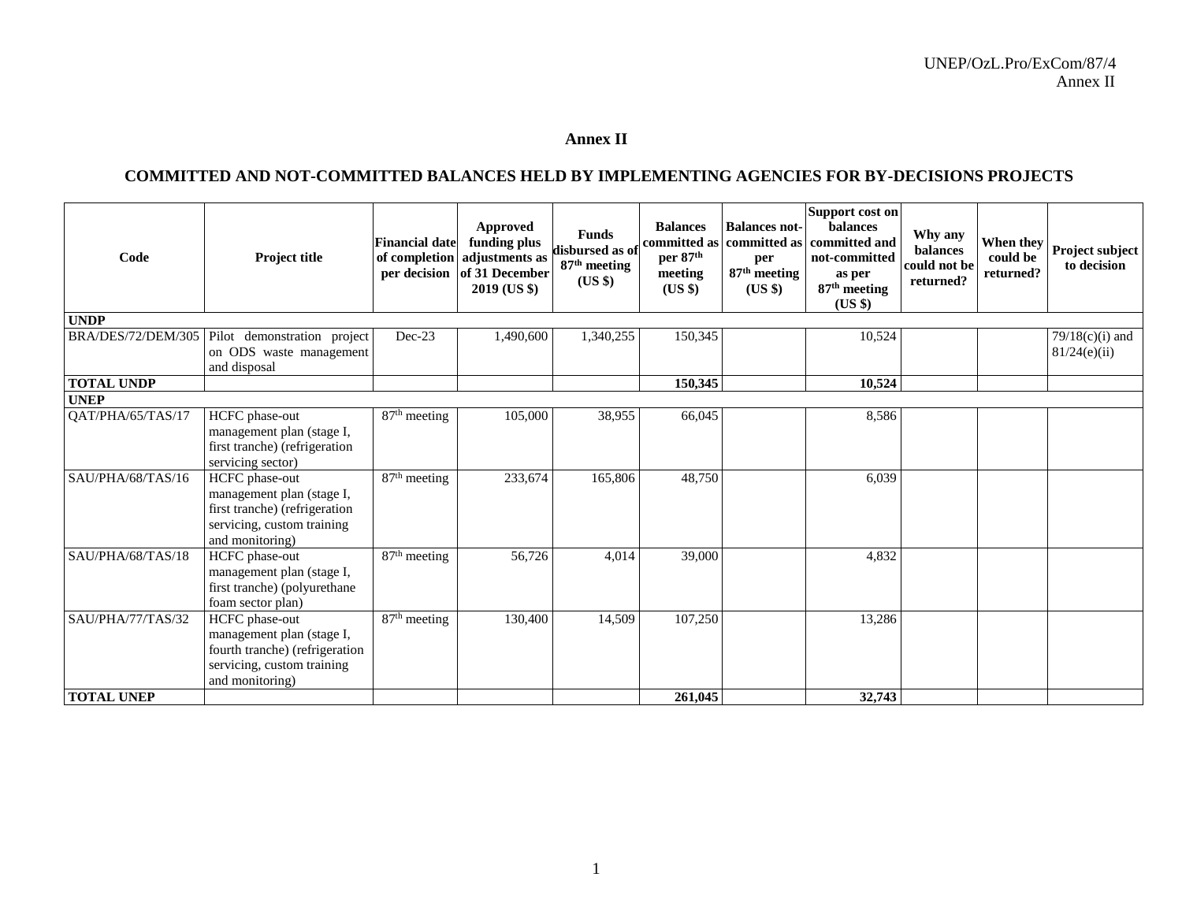# Annex II

## COMMITTED AND NOT-COMMITTED BALANCES HELD BY IMPLEMENTING AGENCIES FOR BY-DECISIONS PROJECTS

| Code | Project title | Financial date of completion per decision | Approved funding plus adjustments as of 31 December 2019 (US $) | Funds disbursed as of 87th meeting (US $) | Balances committed as per 87th meeting (US $) | Balances not-committed as per 87th meeting (US $) | Support cost on balances committed and not-committed as per 87th meeting (US $) | Why any balances could not be returned? | When they could be returned? | Project subject to decision |
|---|---|---|---|---|---|---|---|---|---|---|
| **UNDP** | | | | | | | | | | |
| BRA/DES/72/DEM/305 | Pilot demonstration project on ODS waste management and disposal | Dec-23 | 1,490,600 | 1,340,255 | 150,345 | | 10,524 | | | 79/18(c)(i) and 81/24(e)(ii) |
| **TOTAL UNDP** | | | | | **150,345** | | **10,524** | | | |
| **UNEP** | | | | | | | | | | |
| QAT/PHA/65/TAS/17 | HCFC phase-out management plan (stage I, first tranche) (refrigeration servicing sector) | 87th meeting | 105,000 | 38,955 | 66,045 | | 8,586 | | | |
| SAU/PHA/68/TAS/16 | HCFC phase-out management plan (stage I, first tranche) (refrigeration servicing, custom training and monitoring) | 87th meeting | 233,674 | 165,806 | 48,750 | | 6,039 | | | |
| SAU/PHA/68/TAS/18 | HCFC phase-out management plan (stage I, first tranche) (polyurethane foam sector plan) | 87th meeting | 56,726 | 4,014 | 39,000 | | 4,832 | | | |
| SAU/PHA/77/TAS/32 | HCFC phase-out management plan (stage I, fourth tranche) (refrigeration servicing, custom training and monitoring) | 87th meeting | 130,400 | 14,509 | 107,250 | | 13,286 | | | |
| **TOTAL UNEP** | | | | | **261,045** | | **32,743** | | | |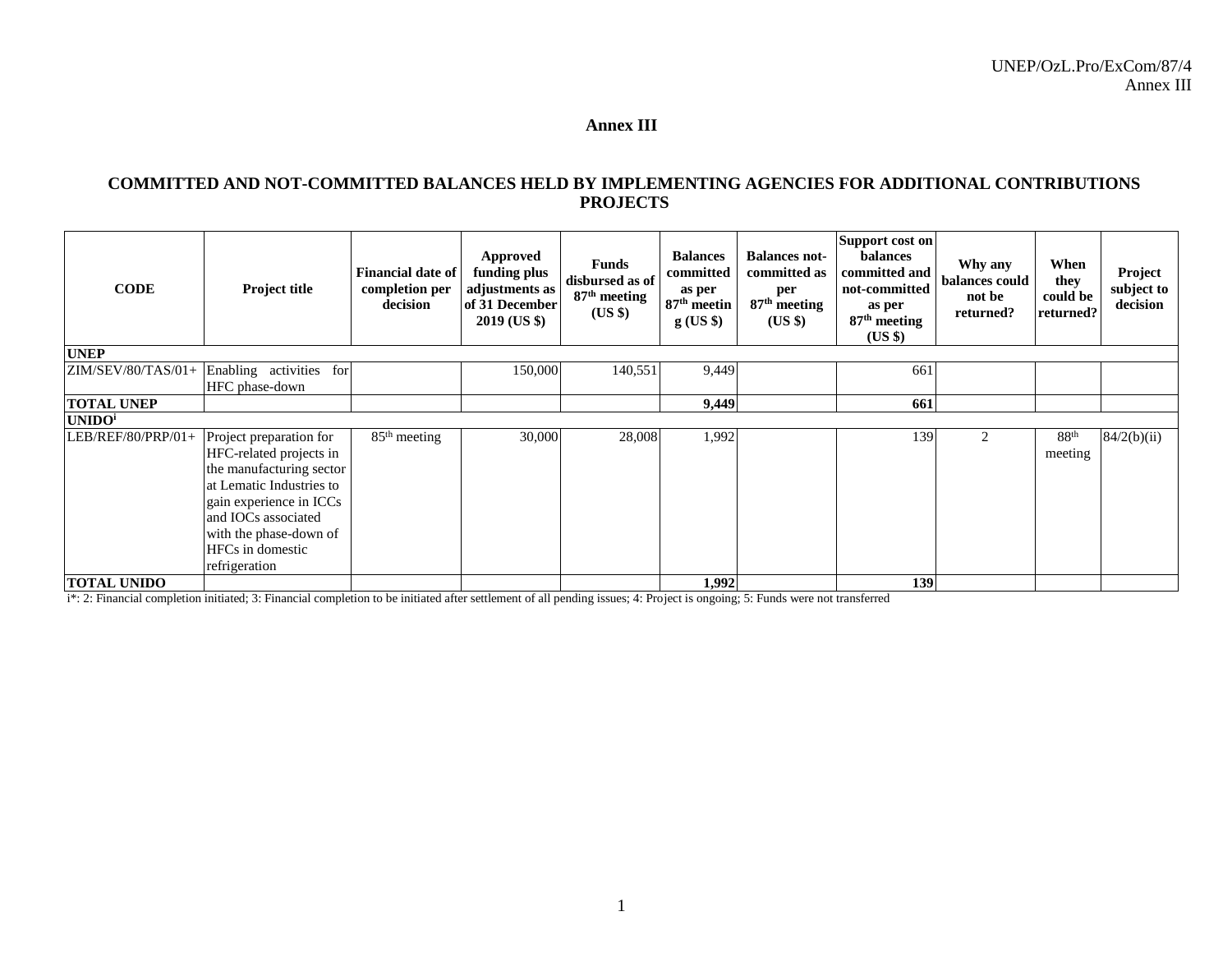# Annex III

## COMMITTED AND NOT-COMMITTED BALANCES HELD BY IMPLEMENTING AGENCIES FOR ADDITIONAL CONTRIBUTIONS PROJECTS

| CODE | Project title | Financial date of completion per decision | Approved funding plus adjustments as of 31 December 2019 (US $) | Funds disbursed as of 87th meeting (US $) | Balances committed as per 87th meeting (US $) | Balances not-committed as per 87th meeting (US $) | Support cost on balances committed and not-committed as per 87th meeting (US $) | Why any balances could not be returned? | When they could be returned? | Project subject to decision |
|---|---|---|---|---|---|---|---|---|---|---|
| **UNEP** | | | | | | | | | | |
| ZIM/SEV/80/TAS/01+ | Enabling activities for HFC phase-down | | 150,000 | 140,551 | 9,449 | | 661 | | | |
| **TOTAL UNEP** | | | | | **9,449** | | **661** | | | |
| **UNIDO[i]** | | | | | | | | | | |
| LEB/REF/80/PRP/01+ | Project preparation for HFC-related projects in the manufacturing sector at Lematic Industries to gain experience in ICCs and IOCs associated with the phase-down of HFCs in domestic refrigeration | 85th meeting | 30,000 | 28,008 | 1,992 | | 139 | 2 | 88th meeting | 84/2(b)(ii) |
| **TOTAL UNIDO** | | | | | **1,992** | | **139** | | | |

i*: 2: Financial completion initiated; 3: Financial completion to be initiated after settlement of all pending issues; 4: Project is ongoing; 5: Funds were not transferred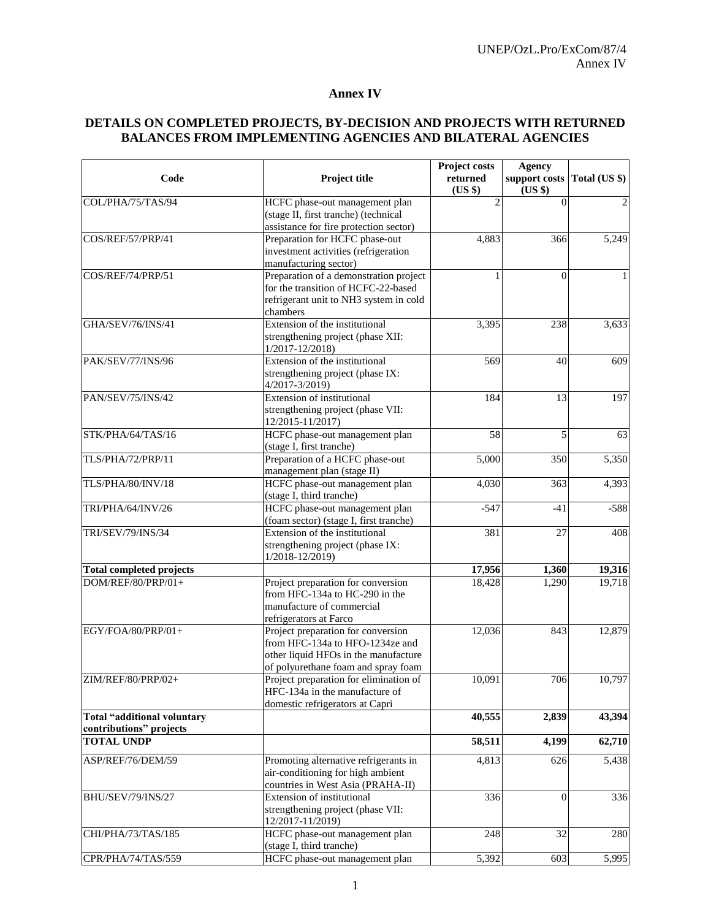# Annex IV

## DETAILS ON COMPLETED PROJECTS, BY-DECISION AND PROJECTS WITH RETURNED BALANCES FROM IMPLEMENTING AGENCIES AND BILATERAL AGENCIES

| Code | Project title | Project costs returned (US $) | Agency support costs (US $) | Total (US $) |
|---|---|---|---|---|
| COL/PHA/75/TAS/94 | HCFC phase-out management plan (stage II, first tranche) (technical assistance for fire protection sector) | 2 | 0 | 2 |
| COS/REF/57/PRP/41 | Preparation for HCFC phase-out investment activities (refrigeration manufacturing sector) | 4,883 | 366 | 5,249 |
| COS/REF/74/PRP/51 | Preparation of a demonstration project for the transition of HCFC-22-based refrigerant unit to NH3 system in cold chambers | 1 | 0 | 1 |
| GHA/SEV/76/INS/41 | Extension of the institutional strengthening project (phase XII: 1/2017-12/2018) | 3,395 | 238 | 3,633 |
| PAK/SEV/77/INS/96 | Extension of the institutional strengthening project (phase IX: 4/2017-3/2019) | 569 | 40 | 609 |
| PAN/SEV/75/INS/42 | Extension of institutional strengthening project (phase VII: 12/2015-11/2017) | 184 | 13 | 197 |
| STK/PHA/64/TAS/16 | HCFC phase-out management plan (stage I, first tranche) | 58 | 5 | 63 |
| TLS/PHA/72/PRP/11 | Preparation of a HCFC phase-out management plan (stage II) | 5,000 | 350 | 5,350 |
| TLS/PHA/80/INV/18 | HCFC phase-out management plan (stage I, third tranche) | 4,030 | 363 | 4,393 |
| TRI/PHA/64/INV/26 | HCFC phase-out management plan (foam sector) (stage I, first tranche) | -547 | -41 | -588 |
| TRI/SEV/79/INS/34 | Extension of the institutional strengthening project (phase IX: 1/2018-12/2019) | 381 | 27 | 408 |
| **Total completed projects** | | **17,956** | **1,360** | **19,316** |
| DOM/REF/80/PRP/01+ | Project preparation for conversion from HFC-134a to HC-290 in the manufacture of commercial refrigerators at Farco | 18,428 | 1,290 | 19,718 |
| EGY/FOA/80/PRP/01+ | Project preparation for conversion from HFC-134a to HFO-1234ze and other liquid HFOs in the manufacture of polyurethane foam and spray foam | 12,036 | 843 | 12,879 |
| ZIM/REF/80/PRP/02+ | Project preparation for elimination of HFC-134a in the manufacture of domestic refrigerators at Capri | 10,091 | 706 | 10,797 |
| **Total "additional voluntary contributions" projects** | | **40,555** | **2,839** | **43,394** |
| **TOTAL UNDP** | | **58,511** | **4,199** | **62,710** |
| ASP/REF/76/DEM/59 | Promoting alternative refrigerants in air-conditioning for high ambient countries in West Asia (PRAHA-II) | 4,813 | 626 | 5,438 |
| BHU/SEV/79/INS/27 | Extension of institutional strengthening project (phase VII: 12/2017-11/2019) | 336 | 0 | 336 |
| CHI/PHA/73/TAS/185 | HCFC phase-out management plan (stage I, third tranche) | 248 | 32 | 280 |
| CPR/PHA/74/TAS/559 | HCFC phase-out management plan | 5,392 | 603 | 5,995 |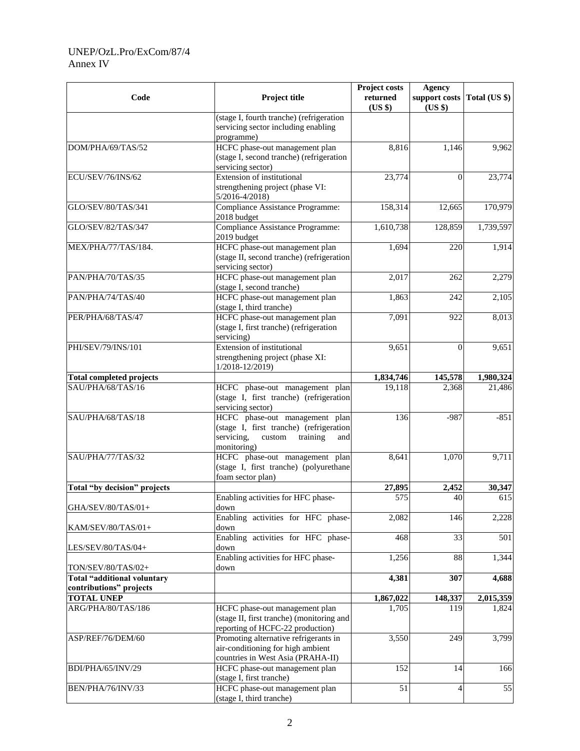| Code | Project title | Project costs returned (US $) | Agency support costs (US $) | Total (US $) |
|---|---|---|---|---|
| | (stage I, fourth tranche) (refrigeration servicing sector including enabling programme) | | | |
| DOM/PHA/69/TAS/52 | HCFC phase-out management plan (stage I, second tranche) (refrigeration servicing sector) | 8,816 | 1,146 | 9,962 |
| ECU/SEV/76/INS/62 | Extension of institutional strengthening project (phase VI: 5/2016-4/2018) | 23,774 | 0 | 23,774 |
| GLO/SEV/80/TAS/341 | Compliance Assistance Programme: 2018 budget | 158,314 | 12,665 | 170,979 |
| GLO/SEV/82/TAS/347 | Compliance Assistance Programme: 2019 budget | 1,610,738 | 128,859 | 1,739,597 |
| MEX/PHA/77/TAS/184. | HCFC phase-out management plan (stage II, second tranche) (refrigeration servicing sector) | 1,694 | 220 | 1,914 |
| PAN/PHA/70/TAS/35 | HCFC phase-out management plan (stage I, second tranche) | 2,017 | 262 | 2,279 |
| PAN/PHA/74/TAS/40 | HCFC phase-out management plan (stage I, third tranche) | 1,863 | 242 | 2,105 |
| PER/PHA/68/TAS/47 | HCFC phase-out management plan (stage I, first tranche) (refrigeration servicing) | 7,091 | 922 | 8,013 |
| PHI/SEV/79/INS/101 | Extension of institutional strengthening project (phase XI: 1/2018-12/2019) | 9,651 | 0 | 9,651 |
| **Total completed projects** | | **1,834,746** | **145,578** | **1,980,324** |
| SAU/PHA/68/TAS/16 | HCFC phase-out management plan (stage I, first tranche) (refrigeration servicing sector) | 19,118 | 2,368 | 21,486 |
| SAU/PHA/68/TAS/18 | HCFC phase-out management plan (stage I, first tranche) (refrigeration servicing, custom training and monitoring) | 136 | -987 | -851 |
| SAU/PHA/77/TAS/32 | HCFC phase-out management plan (stage I, first tranche) (polyurethane foam sector plan) | 8,641 | 1,070 | 9,711 |
| **Total "by decision" projects** | | **27,895** | **2,452** | **30,347** |
| GHA/SEV/80/TAS/01+ | Enabling activities for HFC phase-down | 575 | 40 | 615 |
| KAM/SEV/80/TAS/01+ | Enabling activities for HFC phase-down | 2,082 | 146 | 2,228 |
| LES/SEV/80/TAS/04+ | Enabling activities for HFC phase-down | 468 | 33 | 501 |
| TON/SEV/80/TAS/02+ | Enabling activities for HFC phase-down | 1,256 | 88 | 1,344 |
| **Total "additional voluntary contributions" projects** | | **4,381** | **307** | **4,688** |
| **TOTAL UNEP** | | **1,867,022** | **148,337** | **2,015,359** |
| ARG/PHA/80/TAS/186 | HCFC phase-out management plan (stage II, first tranche) (monitoring and reporting of HCFC-22 production) | 1,705 | 119 | 1,824 |
| ASP/REF/76/DEM/60 | Promoting alternative refrigerants in air-conditioning for high ambient countries in West Asia (PRAHA-II) | 3,550 | 249 | 3,799 |
| BDI/PHA/65/INV/29 | HCFC phase-out management plan (stage I, first tranche) | 152 | 14 | 166 |
| BEN/PHA/76/INV/33 | HCFC phase-out management plan (stage I, third tranche) | 51 | 4 | 55 |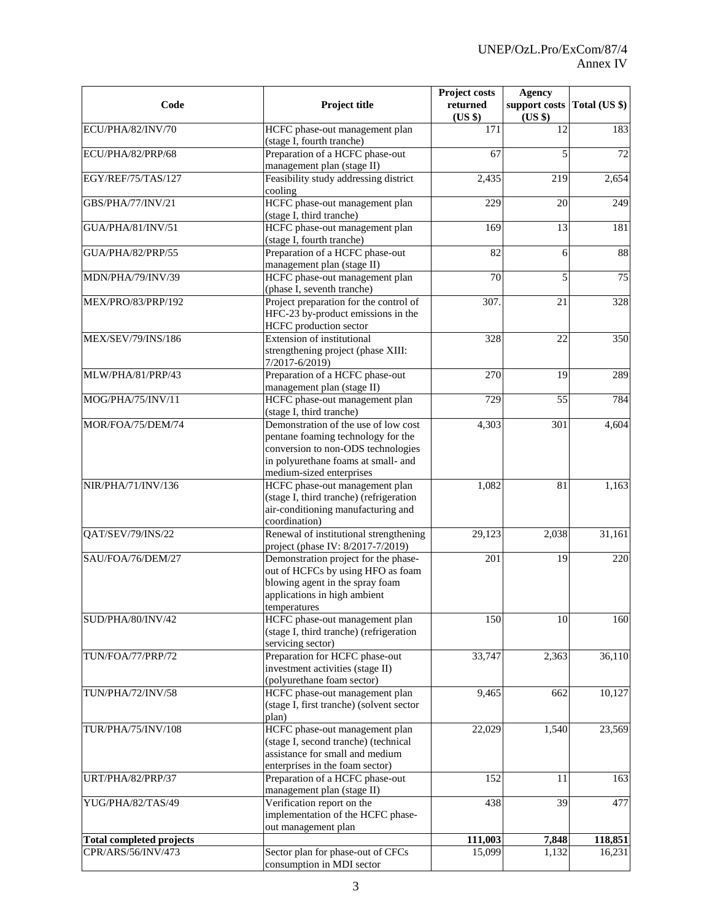| Code | Project title | Project costs returned (US $) | Agency support costs (US $) | Total (US $) |
|---|---|---|---|---|
| ECU/PHA/82/INV/70 | HCFC phase-out management plan (stage I, fourth tranche) | 171 | 12 | 183 |
| ECU/PHA/82/PRP/68 | Preparation of a HCFC phase-out management plan (stage II) | 67 | 5 | 72 |
| EGY/REF/75/TAS/127 | Feasibility study addressing district cooling | 2,435 | 219 | 2,654 |
| GBS/PHA/77/INV/21 | HCFC phase-out management plan (stage I, third tranche) | 229 | 20 | 249 |
| GUA/PHA/81/INV/51 | HCFC phase-out management plan (stage I, fourth tranche) | 169 | 13 | 181 |
| GUA/PHA/82/PRP/55 | Preparation of a HCFC phase-out management plan (stage II) | 82 | 6 | 88 |
| MDN/PHA/79/INV/39 | HCFC phase-out management plan (phase I, seventh tranche) | 70 | 5 | 75 |
| MEX/PRO/83/PRP/192 | Project preparation for the control of HFC-23 by-product emissions in the HCFC production sector | 307. | 21 | 328 |
| MEX/SEV/79/INS/186 | Extension of institutional strengthening project (phase XIII: 7/2017-6/2019) | 328 | 22 | 350 |
| MLW/PHA/81/PRP/43 | Preparation of a HCFC phase-out management plan (stage II) | 270 | 19 | 289 |
| MOG/PHA/75/INV/11 | HCFC phase-out management plan (stage I, third tranche) | 729 | 55 | 784 |
| MOR/FOA/75/DEM/74 | Demonstration of the use of low cost pentane foaming technology for the conversion to non-ODS technologies in polyurethane foams at small- and medium-sized enterprises | 4,303 | 301 | 4,604 |
| NIR/PHA/71/INV/136 | HCFC phase-out management plan (stage I, third tranche) (refrigeration air-conditioning manufacturing and coordination) | 1,082 | 81 | 1,163 |
| QAT/SEV/79/INS/22 | Renewal of institutional strengthening project (phase IV: 8/2017-7/2019) | 29,123 | 2,038 | 31,161 |
| SAU/FOA/76/DEM/27 | Demonstration project for the phase-out of HCFCs by using HFO as foam blowing agent in the spray foam applications in high ambient temperatures | 201 | 19 | 220 |
| SUD/PHA/80/INV/42 | HCFC phase-out management plan (stage I, third tranche) (refrigeration servicing sector) | 150 | 10 | 160 |
| TUN/FOA/77/PRP/72 | Preparation for HCFC phase-out investment activities (stage II) (polyurethane foam sector) | 33,747 | 2,363 | 36,110 |
| TUN/PHA/72/INV/58 | HCFC phase-out management plan (stage I, first tranche) (solvent sector plan) | 9,465 | 662 | 10,127 |
| TUR/PHA/75/INV/108 | HCFC phase-out management plan (stage I, second tranche) (technical assistance for small and medium enterprises in the foam sector) | 22,029 | 1,540 | 23,569 |
| URT/PHA/82/PRP/37 | Preparation of a HCFC phase-out management plan (stage II) | 152 | 11 | 163 |
| YUG/PHA/82/TAS/49 | Verification report on the implementation of the HCFC phase-out management plan | 438 | 39 | 477 |
| **Total completed projects** | | **111,003** | **7,848** | **118,851** |
| CPR/ARS/56/INV/473 | Sector plan for phase-out of CFCs consumption in MDI sector | 15,099 | 1,132 | 16,231 |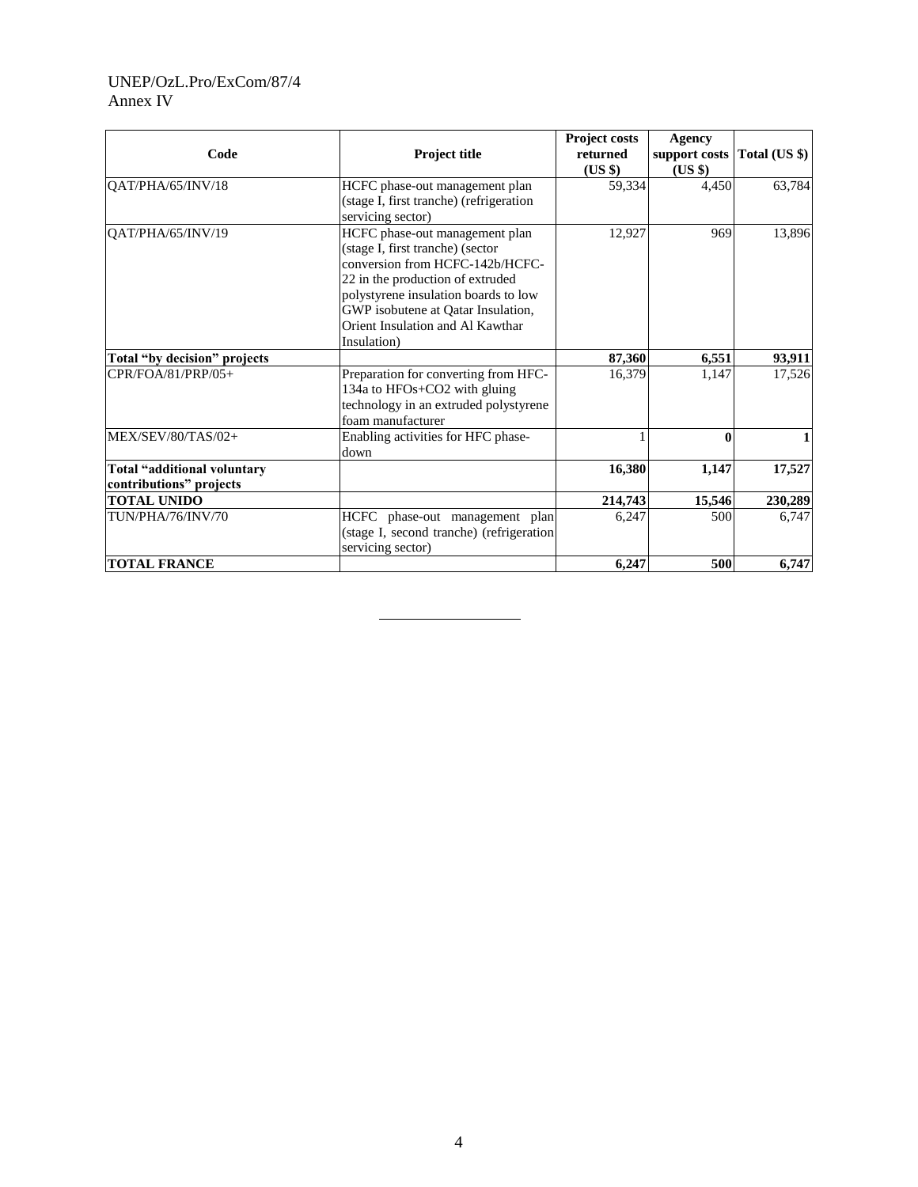| Code | Project title | Project costs returned (US $) | Agency support costs (US $) | Total (US $) |
|---|---|---|---|---|
| QAT/PHA/65/INV/18 | HCFC phase-out management plan (stage I, first tranche) (refrigeration servicing sector) | 59,334 | 4,450 | 63,784 |
| QAT/PHA/65/INV/19 | HCFC phase-out management plan (stage I, first tranche) (sector conversion from HCFC-142b/HCFC-22 in the production of extruded polystyrene insulation boards to low GWP isobutene at Qatar Insulation, Orient Insulation and Al Kawthar Insulation) | 12,927 | 969 | 13,896 |
| **Total "by decision" projects** | | **87,360** | **6,551** | **93,911** |
| CPR/FOA/81/PRP/05+ | Preparation for converting from HFC-134a to HFOs+CO2 with gluing technology in an extruded polystyrene foam manufacturer | 16,379 | 1,147 | 17,526 |
| MEX/SEV/80/TAS/02+ | Enabling activities for HFC phase-down | 1 | **0** | **1** |
| **Total "additional voluntary contributions" projects** | | **16,380** | **1,147** | **17,527** |
| **TOTAL UNIDO** | | **214,743** | **15,546** | **230,289** |
| TUN/PHA/76/INV/70 | HCFC phase-out management plan (stage I, second tranche) (refrigeration servicing sector) | 6,247 | 500 | 6,747 |
| **TOTAL FRANCE** | | **6,247** | **500** | **6,747** |